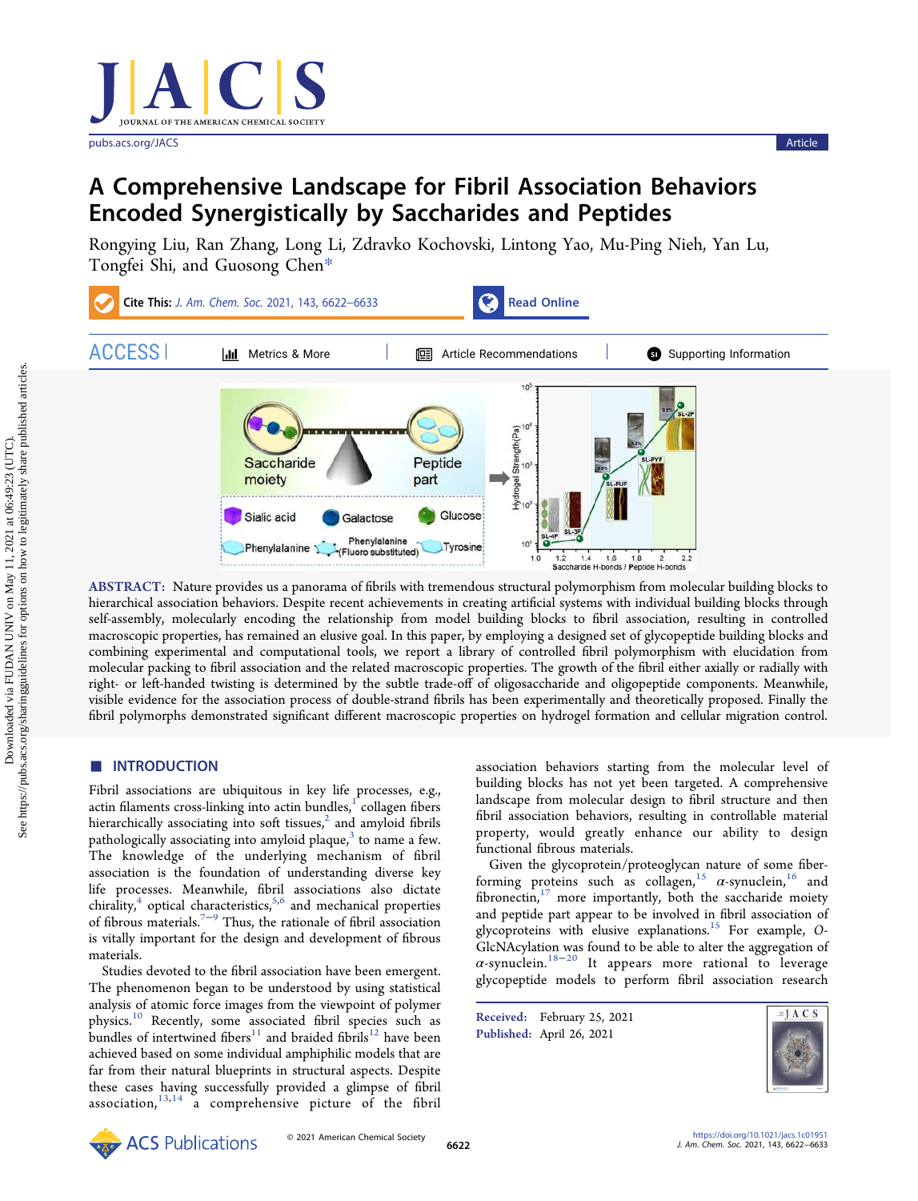# A Comprehensive Landscape for Fibril Association Behaviors Encoded Synergistically by Saccharides and Peptides

Rongying Liu, Ran Zhang, Long Li, Zdravko Kochovski, Lintong Yao, Mu-Ping Nieh, Yan Lu, Tongfei Shi, and Guosong Chen*

**ABSTRACT:** Nature provides us a panorama of fibrils with tremendous structural polymorphism from molecular building blocks to hierarchical association behaviors. Despite recent achievements in creating artificial systems with individual building blocks through self-assembly, molecularly encoding the relationship from model building blocks to fibril association, resulting in controlled macroscopic properties, has remained an elusive goal. In this paper, by employing a designed set of glycopeptide building blocks and combining experimental and computational tools, we report a library of controlled fibril polymorphism with elucidation from molecular packing to fibril association and the related macroscopic properties. The growth of the fibril either axially or radially with right- or left-handed twisting is determined by the subtle trade-off of oligosaccharide and oligopeptide components. Meanwhile, visible evidence for the association process of double-strand fibrils has been experimentally and theoretically proposed. Finally the fibril polymorphs demonstrated significant different macroscopic properties on hydrogel formation and cellular migration control.

## ■ INTRODUCTION

Fibril associations are ubiquitous in key life processes, e.g., actin filaments cross-linking into actin bundles,[1] collagen fibers hierarchically associating into soft tissues,[2] and amyloid fibrils pathologically associating into amyloid plaque,[3] to name a few. The knowledge of the underlying mechanism of fibril association is the foundation of understanding diverse key life processes. Meanwhile, fibril associations also dictate chirality,[4] optical characteristics,[5,6] and mechanical properties of fibrous materials.[7−9] Thus, the rationale of fibril association is vitally important for the design and development of fibrous materials.

Studies devoted to the fibril association have been emergent. The phenomenon began to be understood by using statistical analysis of atomic force images from the viewpoint of polymer physics.[10] Recently, some associated fibril species such as bundles of intertwined fibers[11] and braided fibrils[12] have been achieved based on some individual amphiphilic models that are far from their natural blueprints in structural aspects. Despite these cases having successfully provided a glimpse of fibril association,[13,14] a comprehensive picture of the fibril association behaviors starting from the molecular level of building blocks has not yet been targeted. A comprehensive landscape from molecular design to fibril structure and then fibril association behaviors, resulting in controllable material property, would greatly enhance our ability to design functional fibrous materials.

Given the glycoprotein/proteoglycan nature of some fiber-forming proteins such as collagen,[15] α-synuclein,[16] and fibronectin,[17] more importantly, both the saccharide moiety and peptide part appear to be involved in fibril association of glycoproteins with elusive explanations.[15] For example, O-GlcNAcylation was found to be able to alter the aggregation of α-synuclein.[18−20] It appears more rational to leverage glycopeptide models to perform fibril association research

Received: February 25, 2021
Published: April 26, 2021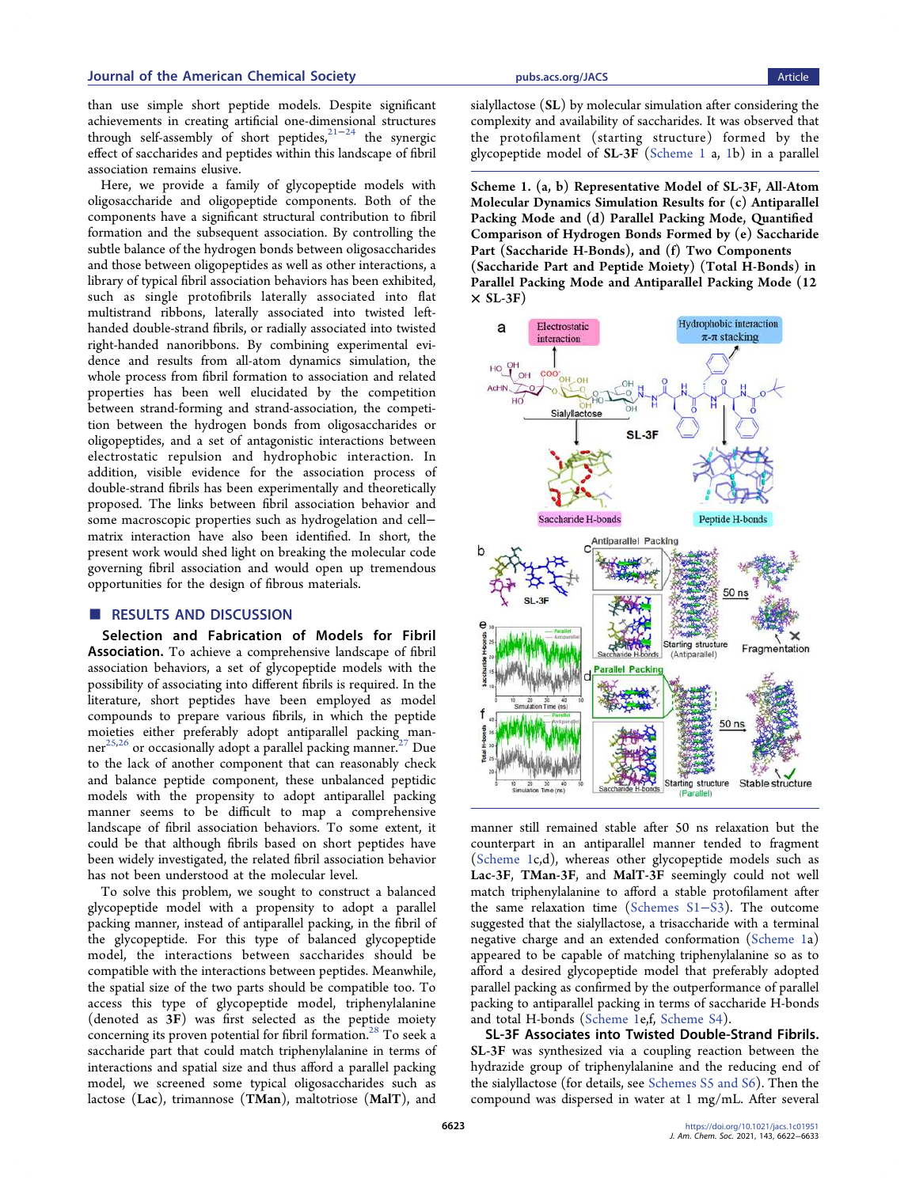than use simple short peptide models. Despite significant achievements in creating artificial one-dimensional structures through self-assembly of short peptides,[21−24] the synergic effect of saccharides and peptides within this landscape of fibril association remains elusive.

Here, we provide a family of glycopeptide models with oligosaccharide and oligopeptide components. Both of the components have a significant structural contribution to fibril formation and the subsequent association. By controlling the subtle balance of the hydrogen bonds between oligosaccharides and those between oligopeptides as well as other interactions, a library of typical fibril association behaviors has been exhibited, such as single protofibrils laterally associated into flat multistrand ribbons, laterally associated into twisted left-handed double-strand fibrils, or radially associated into twisted right-handed nanoribbons. By combining experimental evidence and results from all-atom molecular dynamics simulation, the whole process from fibril formation to association and related properties has been well elucidated by the competition between strand-forming and strand-association, the competition between the hydrogen bonds from oligosaccharides or oligopeptides, and a set of antagonistic interactions between electrostatic repulsion and hydrophobic interaction. In addition, visible evidence for the association process of double-strand fibrils has been experimentally and theoretically proposed. The links between fibril association behavior and some macroscopic properties such as hydrogelation and cell−matrix interaction have also been identified. In short, the present work would shed light on breaking the molecular code governing fibril association and would open up tremendous opportunities for the design of fibrous materials.

## RESULTS AND DISCUSSION

**Selection and Fabrication of Models for Fibril Association.** To achieve a comprehensive landscape of fibril association behaviors, a set of glycopeptide models with the possibility of associating into different fibrils is required. In the literature, short peptides have been employed as model compounds to prepare various fibrils, in which the peptide moieties either preferably adopt antiparallel packing manner[25,26] or occasionally adopt a parallel packing manner.[27] Due to the lack of another component that can reasonably check and balance peptide component, these unbalanced peptidic models with the propensity to adopt antiparallel packing manner seems to be difficult to map a comprehensive landscape of fibril association behaviors. To some extent, it could be that although fibrils based on short peptides have been widely investigated, the related fibril association behavior has not been understood at the molecular level.

To solve this problem, we sought to construct a balanced glycopeptide model with a propensity to adopt a parallel packing manner, instead of antiparallel packing, in the fibril of the glycopeptide. For this type of balanced glycopeptide model, the interactions between saccharides should be compatible with the interactions between peptides. Meanwhile, the spatial size of the two parts should be compatible too. To access this type of glycopeptide model, triphenylalanine (denoted as **3F**) was first selected as the peptide moiety concerning its proven potential for fibril formation.[28] To seek a saccharide part that could match triphenylalanine in terms of interactions and spatial size and thus afford a parallel packing model, we screened some typical oligosaccharides such as lactose (**Lac**), trimannose (**TMan**), maltotriose (**MalT**), and sialyllactose (**SL**) by molecular simulation after considering the complexity and availability of saccharides. It was observed that the protofilament (starting structure) formed by the glycopeptide model of **SL-3F** (Scheme 1 a, 1b) in a parallel manner still remained stable after 50 ns relaxation but the counterpart in an antiparallel manner tended to fragment (Scheme 1c,d), whereas other glycopeptide models such as **Lac-3F**, **TMan-3F**, and **MalT-3F** seemingly could not well match triphenylalanine to afford a stable protofilament after the same relaxation time (Schemes S1−S3). The outcome suggested that the sialyllactose, a trisaccharide with a terminal negative charge and an extended conformation (Scheme 1a) appeared to be capable of matching triphenylalanine so as to afford a desired glycopeptide model that preferably adopted parallel packing as confirmed by the outperformance of parallel packing to antiparallel packing in terms of saccharide H-bonds and total H-bonds (Scheme 1e,f, Scheme S4).

**Scheme 1. (a, b) Representative Model of SL-3F, All-Atom Molecular Dynamics Simulation Results for (c) Antiparallel Packing Mode and (d) Parallel Packing Mode, Quantified Comparison of Hydrogen Bonds Formed by (e) Saccharide Part (Saccharide H-Bonds), and (f) Two Components (Saccharide Part and Peptide Moiety) (Total H-Bonds) in Parallel Packing Mode and Antiparallel Packing Mode (12 × SL-3F)**

**SL-3F Associates into Twisted Double-Strand Fibrils.** **SL-3F** was synthesized via a coupling reaction between the hydrazide group of triphenylalanine and the reducing end of the sialyllactose (for details, see Schemes S5 and S6). Then the compound was dispersed in water at 1 mg/mL. After several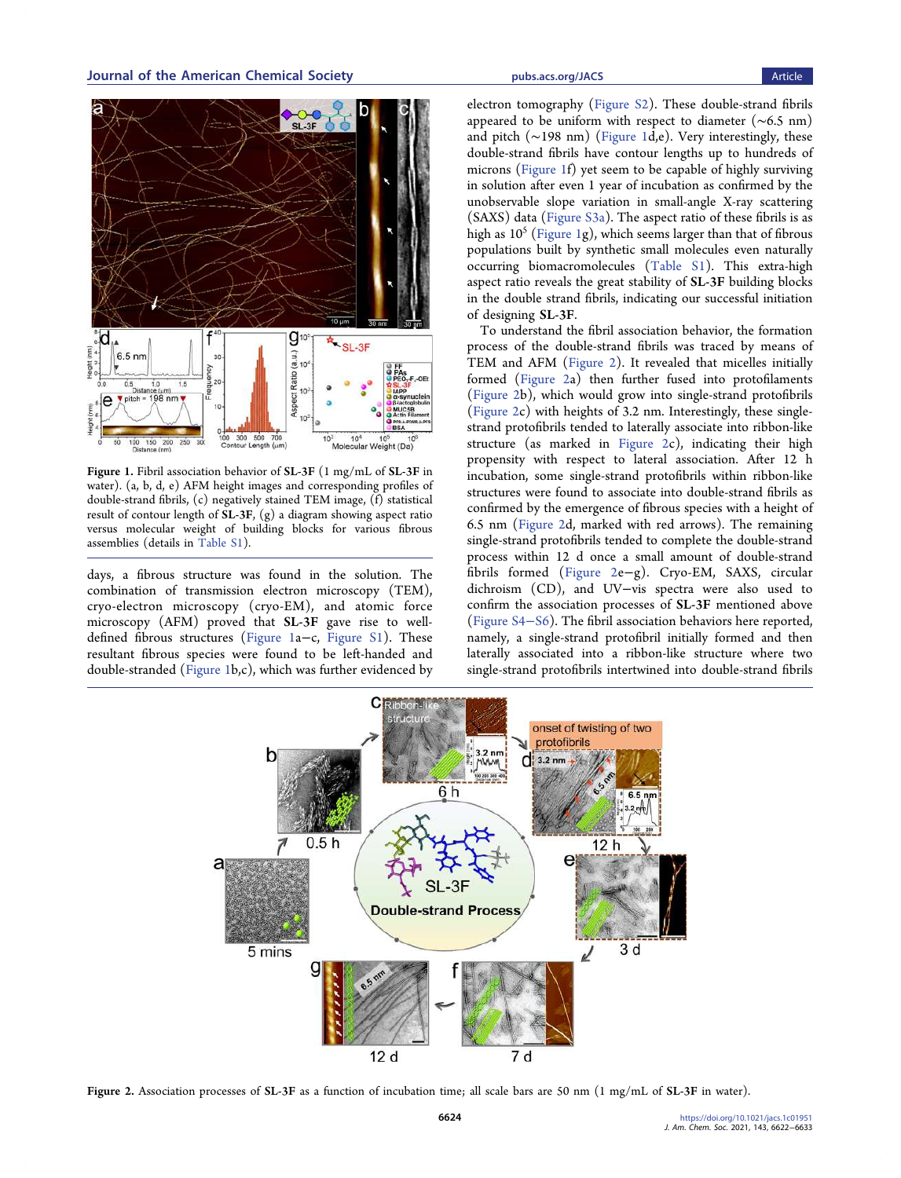**Figure 1.** Fibril association behavior of **SL-3F** (1 mg/mL of **SL-3F** in water). (a, b, d, e) AFM height images and corresponding profiles of double-strand fibrils, (c) negatively stained TEM image, (f) statistical result of contour length of **SL-3F**, (g) a diagram showing aspect ratio versus molecular weight of building blocks for various fibrous assemblies (details in Table S1).

days, a fibrous structure was found in the solution. The combination of transmission electron microscopy (TEM), cryo-electron microscopy (cryo-EM), and atomic force microscopy (AFM) proved that **SL-3F** gave rise to well-defined fibrous structures (Figure 1a−c, Figure S1). These resultant fibrous species were found to be left-handed and double-stranded (Figure 1b,c), which was further evidenced by electron tomography (Figure S2). These double-strand fibrils appeared to be uniform with respect to diameter (∼6.5 nm) and pitch (∼198 nm) (Figure 1d,e). Very interestingly, these double-strand fibrils have contour lengths up to hundreds of microns (Figure 1f) yet seem to be capable of highly surviving in solution after even 1 year of incubation as confirmed by the unobservable slope variation in small-angle X-ray scattering (SAXS) data (Figure S3a). The aspect ratio of these fibrils is as high as $10^5$ (Figure 1g), which seems larger than that of fibrous populations built by synthetic small molecules even naturally occurring biomacromolecules (Table S1). This extra-high aspect ratio reveals the great stability of **SL-3F** building blocks in the double strand fibrils, indicating our successful initiation of designing **SL-3F**.

To understand the fibril association behavior, the formation process of the double-strand fibrils was traced by means of TEM and AFM (Figure 2). It revealed that micelles initially formed (Figure 2a) then further fused into protofilaments (Figure 2b), which would grow into single-strand protofibrils (Figure 2c) with heights of 3.2 nm. Interestingly, these single-strand protofibrils tended to laterally associate into ribbon-like structure (as marked in Figure 2c), indicating their high propensity with respect to lateral association. After 12 h incubation, some single-strand protofibrils within ribbon-like structures were found to associate into double-strand fibrils as confirmed by the emergence of fibrous species with a height of 6.5 nm (Figure 2d, marked with red arrows). The remaining single-strand protofibrils tended to complete the double-strand process within 12 d once a small amount of double-strand fibrils formed (Figure 2e−g). Cryo-EM, SAXS, circular dichroism (CD), and UV−vis spectra were also used to confirm the association processes of **SL-3F** mentioned above (Figure S4−S6). The fibril association behaviors here reported, namely, a single-strand protofibril initially formed and then laterally associated into a ribbon-like structure where two single-strand protofibrils intertwined into double-strand fibrils

**Figure 2.** Association processes of **SL-3F** as a function of incubation time; all scale bars are 50 nm (1 mg/mL of **SL-3F** in water).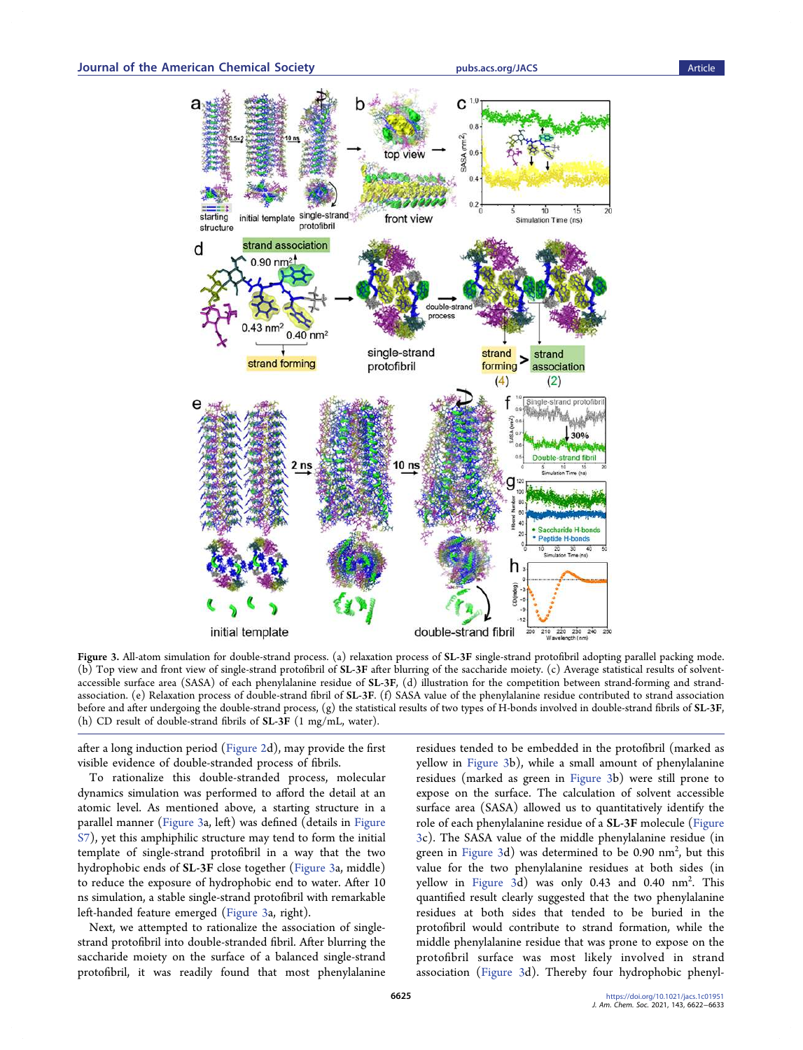**Figure 3.** All-atom simulation for double-strand process. (a) relaxation process of **SL-3F** single-strand protofibril adopting parallel packing mode. (b) Top view and front view of single-strand protofibril of **SL-3F** after blurring of the saccharide moiety. (c) Average statistical results of solvent-accessible surface area (SASA) of each phenylalanine residue of **SL-3F**, (d) illustration for the competition between strand-forming and strand-association. (e) Relaxation process of double-strand fibril of **SL-3F**. (f) SASA value of the phenylalanine residue contributed to strand association before and after undergoing the double-strand process, (g) the statistical results of two types of H-bonds involved in double-strand fibrils of **SL-3F**, (h) CD result of double-strand fibrils of **SL-3F** (1 mg/mL, water).

after a long induction period (Figure 2d), may provide the first visible evidence of double-stranded process of fibrils.

To rationalize this double-stranded process, molecular dynamics simulation was performed to afford the detail at an atomic level. As mentioned above, a starting structure in a parallel manner (Figure 3a, left) was defined (details in Figure S7), yet this amphiphilic structure may tend to form the initial template of single-strand protofibril in a way that the two hydrophobic ends of **SL-3F** close together (Figure 3a, middle) to reduce the exposure of hydrophobic end to water. After 10 ns simulation, a stable single-strand protofibril with remarkable left-handed feature emerged (Figure 3a, right).

Next, we attempted to rationalize the association of single-strand protofibril into double-stranded fibril. After blurring the saccharide moiety on the surface of a balanced single-strand protofibril, it was readily found that most phenylalanine residues tended to be embedded in the protofibril (marked as yellow in Figure 3b), while a small amount of phenylalanine residues (marked as green in Figure 3b) were still prone to expose on the surface. The calculation of solvent accessible surface area (SASA) allowed us to quantitatively identify the role of each phenylalanine residue of a **SL-3F** molecule (Figure 3c). The SASA value of the middle phenylalanine residue (in green in Figure 3d) was determined to be 0.90 nm$^2$, but this value for the two phenylalanine residues at both sides (in yellow in Figure 3d) was only 0.43 and 0.40 nm$^2$. This quantified result clearly suggested that the two phenylalanine residues at both sides that tended to be buried in the protofibril would contribute to strand formation, while the middle phenylalanine residue that was prone to expose on the protofibril surface was most likely involved in strand association (Figure 3d). Thereby four hydrophobic phenyl-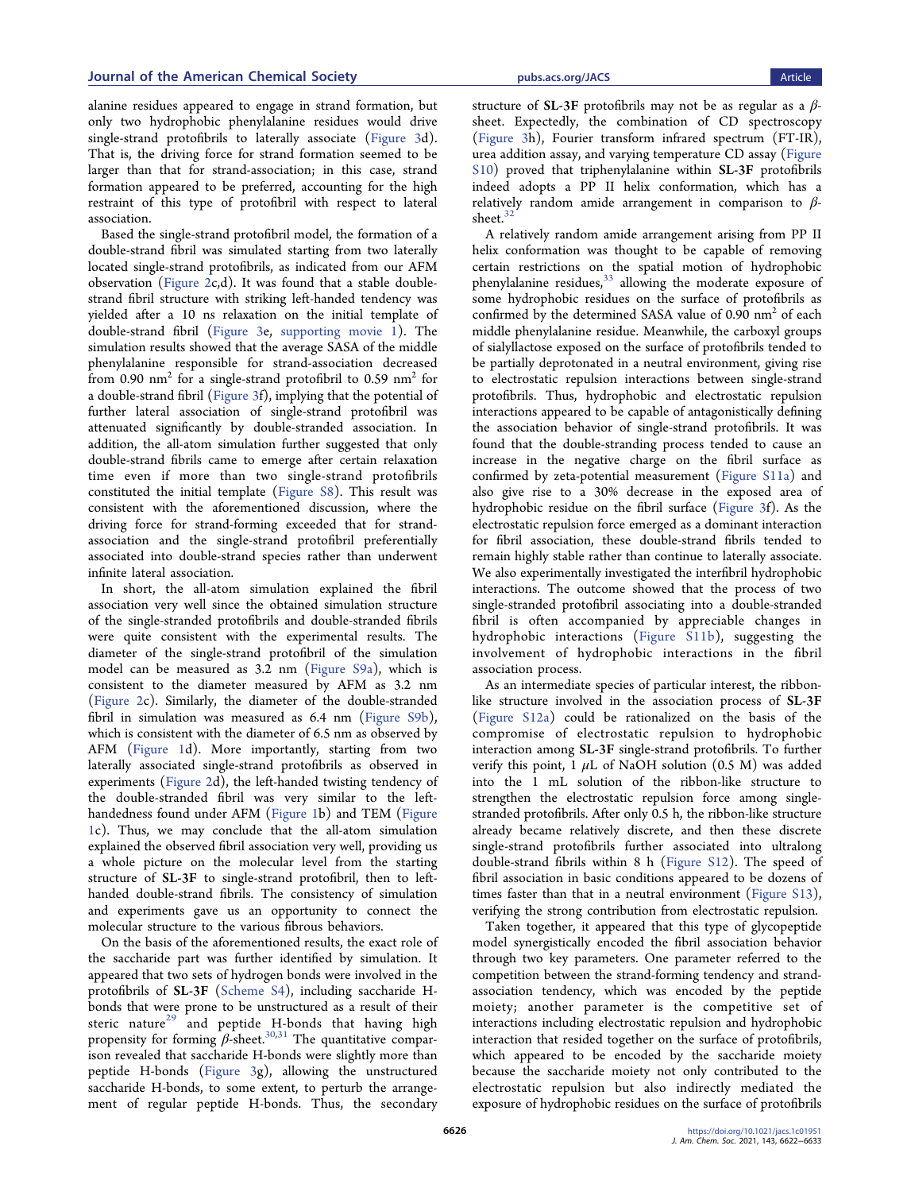alanine residues appeared to engage in strand formation, but only two hydrophobic phenylalanine residues would drive single-strand protofibrils to laterally associate (Figure 3d). That is, the driving force for strand formation seemed to be larger than that for strand-association; in this case, strand formation appeared to be preferred, accounting for the high restraint of this type of protofibril with respect to lateral association.

Based the single-strand protofibril model, the formation of a double-strand fibril was simulated starting from two laterally located single-strand protofibrils, as indicated from our AFM observation (Figure 2c,d). It was found that a stable double-strand fibril structure with striking left-handed tendency was yielded after a 10 ns relaxation on the initial template of double-strand fibril (Figure 3e, supporting movie 1). The simulation results showed that the average SASA of the middle phenylalanine responsible for strand-association decreased from 0.90 nm$^2$ for a single-strand protofibril to 0.59 nm$^2$ for a double-strand fibril (Figure 3f), implying that the potential of further lateral association of single-strand protofibril was attenuated significantly by double-stranded association. In addition, the all-atom simulation further suggested that only double-strand fibrils came to emerge after certain relaxation time even if more than two single-strand protofibrils constituted the initial template (Figure S8). This result was consistent with the aforementioned discussion, where the driving force for strand-forming exceeded that for strand-association and the single-strand protofibril preferentially associated into double-strand species rather than underwent infinite lateral association.

In short, the all-atom simulation explained the fibril association very well since the obtained simulation structure of the single-stranded protofibrils and double-stranded fibrils were quite consistent with the experimental results. The diameter of the single-strand protofibril of the simulation model can be measured as 3.2 nm (Figure S9a), which is consistent to the diameter measured by AFM as 3.2 nm (Figure 2c). Similarly, the diameter of the double-stranded fibril in simulation was measured as 6.4 nm (Figure S9b), which is consistent with the diameter of 6.5 nm as observed by AFM (Figure 1d). More importantly, starting from two laterally associated single-strand protofibrils as observed in experiments (Figure 2d), the left-handed twisting tendency of the double-stranded fibril was very similar to the left-handedness found under AFM (Figure 1b) and TEM (Figure 1c). Thus, we may conclude that the all-atom simulation explained the observed fibril association very well, providing us a whole picture on the molecular level from the starting structure of **SL-3F** to single-strand protofibril, then to left-handed double-strand fibrils. The consistency of simulation and experiments gave us an opportunity to connect the molecular structure to the various fibrous behaviors.

On the basis of the aforementioned results, the exact role of the saccharide part was further identified by simulation. It appeared that two sets of hydrogen bonds were involved in the protofibrils of **SL-3F** (Scheme S4), including saccharide H-bonds that were prone to be unstructured as a result of their steric nature[29] and peptide H-bonds that having high propensity for forming $\beta$-sheet.[30,31] The quantitative comparison revealed that saccharide H-bonds were slightly more than peptide H-bonds (Figure 3g), allowing the unstructured saccharide H-bonds, to some extent, to perturb the arrangement of regular peptide H-bonds. Thus, the secondary structure of **SL-3F** protofibrils may not be as regular as a $\beta$-sheet. Expectedly, the combination of CD spectroscopy (Figure 3h), Fourier transform infrared spectrum (FT-IR), urea addition assay, and varying temperature CD assay (Figure S10) proved that triphenylalanine within **SL-3F** protofibrils indeed adopts a PP II helix conformation, which has a relatively random amide arrangement in comparison to $\beta$-sheet.[32]

A relatively random amide arrangement arising from PP II helix conformation was thought to be capable of removing certain restrictions on the spatial motion of hydrophobic phenylalanine residues,[33] allowing the moderate exposure of some hydrophobic residues on the surface of protofibrils as confirmed by the determined SASA value of 0.90 nm$^2$ of each middle phenylalanine residue. Meanwhile, the carboxyl groups of sialyllactose exposed on the surface of protofibrils tended to be partially deprotonated in a neutral environment, giving rise to electrostatic repulsion interactions between single-strand protofibrils. Thus, hydrophobic and electrostatic repulsion interactions appeared to be capable of antagonistically defining the association behavior of single-strand protofibrils. It was found that the double-stranding process tended to cause an increase in the negative charge on the fibril surface as confirmed by zeta-potential measurement (Figure S11a) and also give rise to a 30% decrease in the exposed area of hydrophobic residue on the fibril surface (Figure 3f). As the electrostatic repulsion force emerged as a dominant interaction for fibril association, these double-strand fibrils tended to remain highly stable rather than continue to laterally associate. We also experimentally investigated the interfibril hydrophobic interactions. The outcome showed that the process of two single-stranded protofibril associating into a double-stranded fibril is often accompanied by appreciable changes in hydrophobic interactions (Figure S11b), suggesting the involvement of hydrophobic interactions in the fibril association process.

As an intermediate species of particular interest, the ribbon-like structure involved in the association process of **SL-3F** (Figure S12a) could be rationalized on the basis of the compromise of electrostatic repulsion to hydrophobic interaction among **SL-3F** single-strand protofibrils. To further verify this point, 1 $\mu$L of NaOH solution (0.5 M) was added into the 1 mL solution of the ribbon-like structure to strengthen the electrostatic repulsion force among single-stranded protofibrils. After only 0.5 h, the ribbon-like structure already became relatively discrete, and then these discrete single-strand protofibrils further associated into ultralong double-strand fibrils within 8 h (Figure S12). The speed of fibril association in basic conditions appeared to be dozens of times faster than that in a neutral environment (Figure S13), verifying the strong contribution from electrostatic repulsion.

Taken together, it appeared that this type of glycopeptide model synergistically encoded the fibril association behavior through two key parameters. One parameter referred to the competition between the strand-forming tendency and strand-association tendency, which was encoded by the peptide moiety; another parameter is the competitive set of interactions including electrostatic repulsion and hydrophobic interaction that resided together on the surface of protofibrils, which appeared to be encoded by the saccharide moiety because the saccharide moiety not only contributed to the electrostatic repulsion but also indirectly mediated the exposure of hydrophobic residues on the surface of protofibrils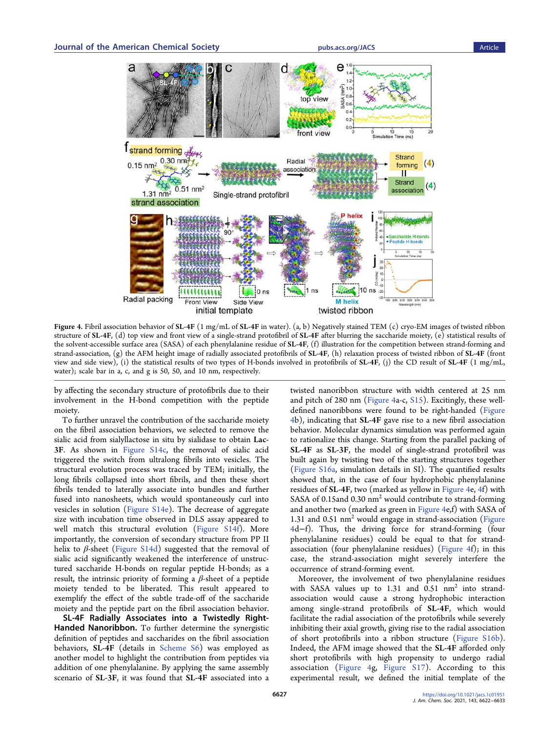Figure 4. Fibril association behavior of **SL-4F** (1 mg/mL of **SL-4F** in water). (a, b) Negatively stained TEM (c) cryo-EM images of twisted ribbon structure of **SL-4F**, (d) top view and front view of a single-strand protofibril of **SL-4F** after blurring the saccharide moiety, (e) statistical results of the solvent-accessible surface area (SASA) of each phenylalanine residue of **SL-4F**, (f) illustration for the competition between strand-forming and strand-association, (g) the AFM height image of radially associated protofibrils of **SL-4F**, (h) relaxation process of twisted ribbon of **SL-4F** (front view and side view), (i) the statistical results of two types of H-bonds involved in protofibrils of **SL-4F**, (j) the CD result of **SL-4F** (1 mg/mL, water); scale bar in a, c, and g is 50, 50, and 10 nm, respectively.

by affecting the secondary structure of protofibrils due to their involvement in the H-bond competition with the peptide moiety.

To further unravel the contribution of the saccharide moiety on the fibril association behaviors, we selected to remove the sialic acid from sialyllactose in situ by sialidase to obtain **Lac-3F**. As shown in Figure S14c, the removal of sialic acid triggered the switch from ultralong fibrils into vesicles. The structural evolution process was traced by TEM; initially, the long fibrils collapsed into short fibrils, and then these short fibrils tended to laterally associate into bundles and further fused into nanosheets, which would spontaneously curl into vesicles in solution (Figure S14e). The decrease of aggregate size with incubation time observed in DLS assay appeared to well match this structural evolution (Figure S14f). More importantly, the conversion of secondary structure from PP II helix to $\beta$-sheet (Figure S14d) suggested that the removal of sialic acid significantly weakened the interference of unstructured saccharide H-bonds on regular peptide H-bonds; as a result, the intrinsic priority of forming a $\beta$-sheet of a peptide moiety tended to be liberated. This result appeared to exemplify the effect of the subtle trade-off of the saccharide moiety and the peptide part on the fibril association behavior.

**SL-4F Radially Associates into a Twistedly Right-Handed Nanoribbon.** To further determine the synergistic definition of peptides and saccharides on the fibril association behaviors, **SL-4F** (details in Scheme S6) was employed as another model to highlight the contribution from peptides via addition of one phenylalanine. By applying the same assembly scenario of **SL-3F**, it was found that **SL-4F** associated into a twisted nanoribbon structure with width centered at 25 nm and pitch of 280 nm (Figure 4a-c, S15). Excitingly, these well-defined nanoribbons were found to be right-handed (Figure 4b), indicating that **SL-4F** gave rise to a new fibril association behavior. Molecular dynamics simulation was performed again to rationalize this change. Starting from the parallel packing of **SL-4F** as **SL-3F**, the model of single-strand protofibril was built again by twisting two of the starting structures together (Figure S16a, simulation details in SI). The quantified results showed that, in the case of four hydrophobic phenylalanine residues of **SL-4F**, two (marked as yellow in Figure 4e, 4f) with SASA of 0.15and 0.30 nm$^2$ would contribute to strand-forming and another two (marked as green in Figure 4e,f) with SASA of 1.31 and 0.51 nm$^2$ would engage in strand-association (Figure 4d−f). Thus, the driving force for strand-forming (four phenylalanine residues) could be equal to that for strand-association (four phenylalanine residues) (Figure 4f); in this case, the strand-association might severely interfere the occurrence of strand-forming event.

Moreover, the involvement of two phenylalanine residues with SASA values up to 1.31 and 0.51 nm$^2$ into strand-association would cause a strong hydrophobic interaction among single-strand protofibrils of **SL-4F**, which would facilitate the radial association of the protofibrils while severely inhibiting their axial growth, giving rise to the radial association of short protofibrils into a ribbon structure (Figure S16b). Indeed, the AFM image showed that the **SL-4F** afforded only short protofibrils with high propensity to undergo radial association (Figure 4g, Figure S17). According to this experimental result, we defined the initial template of the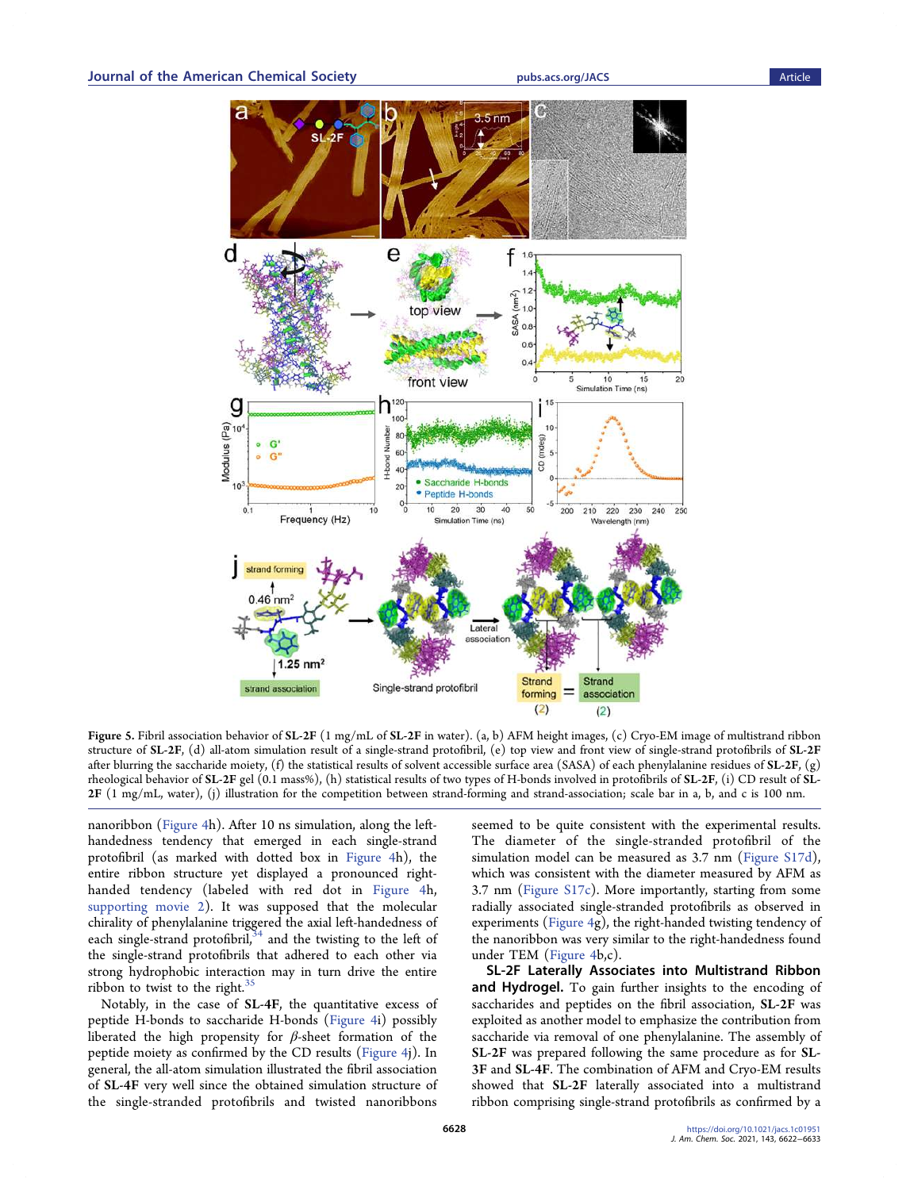**Figure 5.** Fibril association behavior of **SL-2F** (1 mg/mL of **SL-2F** in water). (a, b) AFM height images, (c) Cryo-EM image of multistrand ribbon structure of **SL-2F**, (d) all-atom simulation result of a single-strand protofibril, (e) top view and front view of single-strand protofibrils of **SL-2F** after blurring the saccharide moiety, (f) the statistical results of solvent accessible surface area (SASA) of each phenylalanine residues of **SL-2F**, (g) rheological behavior of **SL-2F** gel (0.1 mass%), (h) statistical results of two types of H-bonds involved in protofibrils of **SL-2F**, (i) CD result of **SL-2F** (1 mg/mL, water), (j) illustration for the competition between strand-forming and strand-association; scale bar in a, b, and c is 100 nm.

nanoribbon (Figure 4h). After 10 ns simulation, along the left-handedness tendency that emerged in each single-strand protofibril (as marked with dotted box in Figure 4h), the entire ribbon structure yet displayed a pronounced right-handed tendency (labeled with red dot in Figure 4h, supporting movie 2). It was supposed that the molecular chirality of phenylalanine triggered the axial left-handedness of each single-strand protofibril,[34] and the twisting to the left of the single-strand protofibrils that adhered to each other via strong hydrophobic interaction may in turn drive the entire ribbon to twist to the right.[35]

Notably, in the case of **SL-4F**, the quantitative excess of peptide H-bonds to saccharide H-bonds (Figure 4i) possibly liberated the high propensity for $\beta$-sheet formation of the peptide moiety as confirmed by the CD results (Figure 4j). In general, the all-atom simulation illustrated the fibril association of **SL-4F** very well since the obtained simulation structure of the single-stranded protofibrils and twisted nanoribbons seemed to be quite consistent with the experimental results. The diameter of the single-stranded protofibril of the simulation model can be measured as 3.7 nm (Figure S17d), which was consistent with the diameter measured by AFM as 3.7 nm (Figure S17c). More importantly, starting from some radially associated single-stranded protofibrils as observed in experiments (Figure 4g), the right-handed twisting tendency of the nanoribbon was very similar to the right-handedness found under TEM (Figure 4b,c).

**SL-2F Laterally Associates into Multistrand Ribbon and Hydrogel.** To gain further insights to the encoding of saccharides and peptides on the fibril association, **SL-2F** was exploited as another model to emphasize the contribution from saccharide via removal of one phenylalanine. The assembly of **SL-2F** was prepared following the same procedure as for **SL-3F** and **SL-4F**. The combination of AFM and Cryo-EM results showed that **SL-2F** laterally associated into a multistrand ribbon comprising single-strand protofibrils as confirmed by a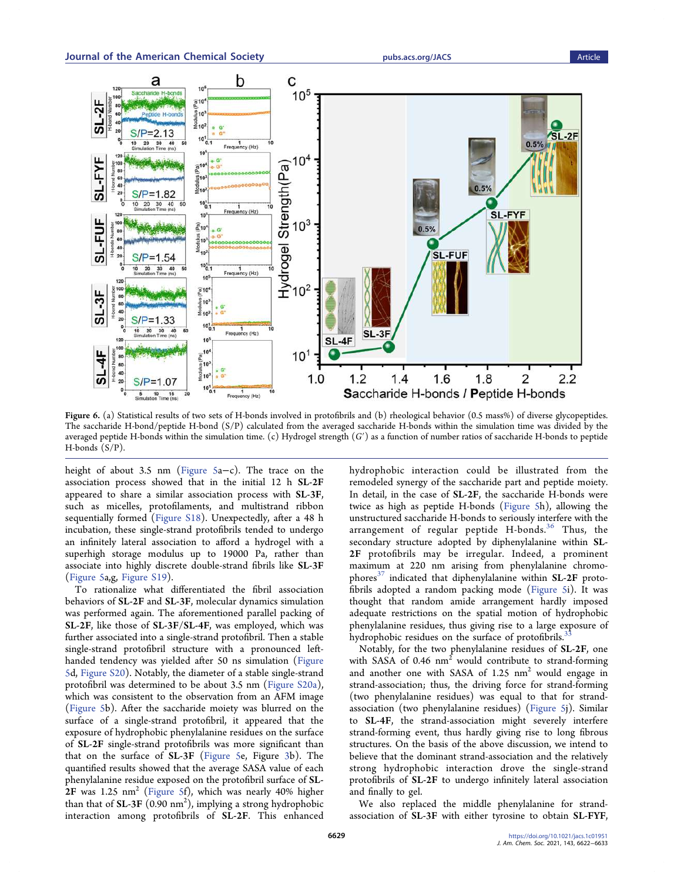Figure 6. (a) Statistical results of two sets of H-bonds involved in protofibrils and (b) rheological behavior (0.5 mass%) of diverse glycopeptides. The saccharide H-bond/peptide H-bond (S/P) calculated from the averaged saccharide H-bonds within the simulation time was divided by the averaged peptide H-bonds within the simulation time. (c) Hydrogel strength ($G'$) as a function of number ratios of saccharide H-bonds to peptide H-bonds (S/P).

height of about 3.5 nm (Figure 5a−c). The trace on the association process showed that in the initial 12 h **SL-2F** appeared to share a similar association process with **SL-3F**, such as micelles, protofilaments, and multistrand ribbon sequentially formed (Figure S18). Unexpectedly, after a 48 h incubation, these single-strand protofibrils tended to undergo an infinitely lateral association to afford a hydrogel with a superhigh storage modulus up to 19000 Pa, rather than associate into highly discrete double-strand fibrils like **SL-3F** (Figure 5a,g, Figure S19).

To rationalize what differentiated the fibril association behaviors of **SL-2F** and **SL-3F**, molecular dynamics simulation was performed again. The aforementioned parallel packing of **SL-2F**, like those of **SL-3F**/**SL-4F**, was employed, which was further associated into a single-strand protofibril. Then a stable single-strand protofibril structure with a pronounced left-handed tendency was yielded after 50 ns simulation (Figure 5d, Figure S20). Notably, the diameter of a stable single-strand protofibril was determined to be about 3.5 nm (Figure S20a), which was consistent to the observation from an AFM image (Figure 5b). After the saccharide moiety was blurred on the surface of a single-strand protofibril, it appeared that the exposure of hydrophobic phenylalanine residues on the surface of **SL-2F** single-strand protofibrils was more significant than that on the surface of **SL-3F** (Figure 5e, Figure 3b). The quantified results showed that the average SASA value of each phenylalanine residue exposed on the protofibril surface of **SL-2F** was 1.25 $nm^2$ (Figure 5f), which was nearly 40% higher than that of **SL-3F** (0.90 $nm^2$), implying a strong hydrophobic interaction among protofibrils of **SL-2F**. This enhanced hydrophobic interaction could be illustrated from the remodeled synergy of the saccharide part and peptide moiety. In detail, in the case of **SL-2F**, the saccharide H-bonds were twice as high as peptide H-bonds (Figure 5h), allowing the unstructured saccharide H-bonds to seriously interfere with the arrangement of regular peptide H-bonds.[36] Thus, the secondary structure adopted by diphenylalanine within **SL-2F** protofibrils may be irregular. Indeed, a prominent maximum at 220 nm arising from phenylalanine chromophores[37] indicated that diphenylalanine within **SL-2F** protofibrils adopted a random packing mode (Figure 5i). It was thought that random amide arrangement hardly imposed adequate restrictions on the spatial motion of hydrophobic phenylalanine residues, thus giving rise to a large exposure of hydrophobic residues on the surface of protofibrils.[33]

Notably, for the two phenylalanine residues of **SL-2F**, one with SASA of 0.46 $nm^2$ would contribute to strand-forming and another one with SASA of 1.25 $nm^2$ would engage in strand-association; thus, the driving force for strand-forming (two phenylalanine residues) was equal to that for strand-association (two phenylalanine residues) (Figure 5j). Similar to **SL-4F**, the strand-association might severely interfere strand-forming event, thus hardly giving rise to long fibrous structures. On the basis of the above discussion, we intend to believe that the dominant strand-association and the relatively strong hydrophobic interaction drove the single-strand protofibrils of **SL-2F** to undergo infinitely lateral association and finally to gel.

We also replaced the middle phenylalanine for strand-association of **SL-3F** with either tyrosine to obtain **SL-FYF**,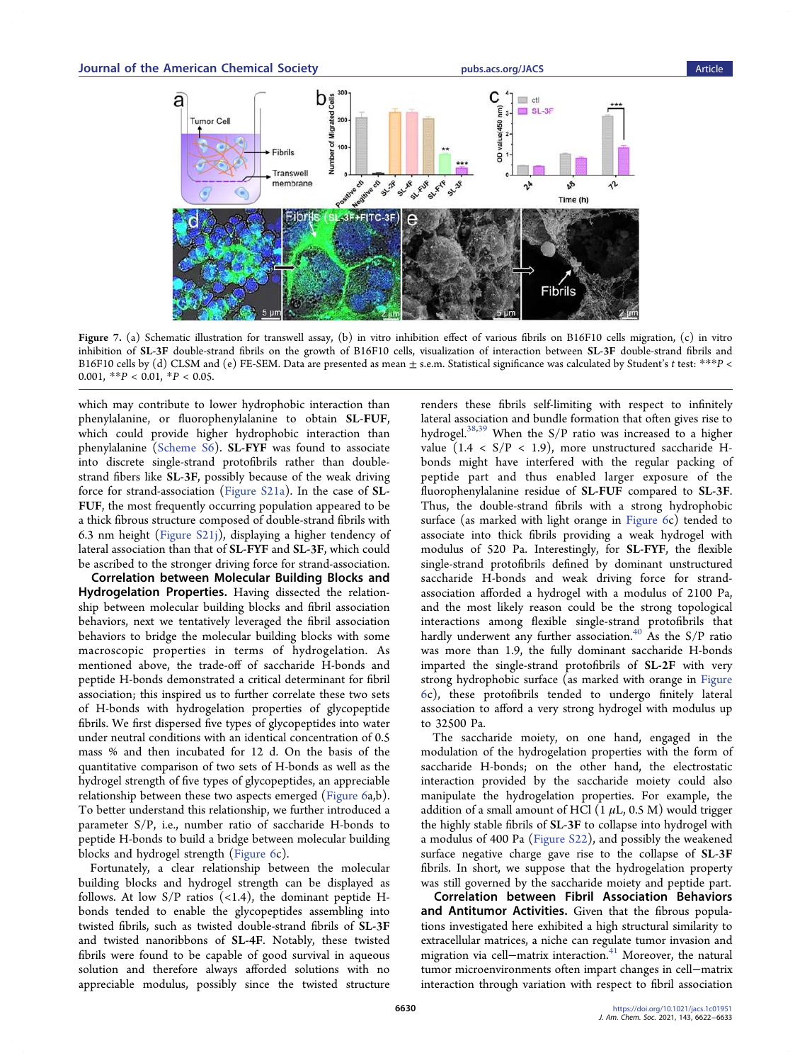Figure 7. (a) Schematic illustration for transwell assay, (b) in vitro inhibition effect of various fibrils on B16F10 cells migration, (c) in vitro inhibition of **SL-3F** double-strand fibrils on the growth of B16F10 cells, visualization of interaction between **SL-3F** double-strand fibrils and B16F10 cells by (d) CLSM and (e) FE-SEM. Data are presented as mean ± s.e.m. Statistical significance was calculated by Student's *t* test: ***$P$ < 0.001, **$P$ < 0.01, *$P$ < 0.05.

which may contribute to lower hydrophobic interaction than phenylalanine, or fluorophenylalanine to obtain **SL-FUF**, which could provide higher hydrophobic interaction than phenylalanine (Scheme S6). **SL-FYF** was found to associate into discrete single-strand protofibrils rather than double-strand fibers like **SL-3F**, possibly because of the weak driving force for strand-association (Figure S21a). In the case of **SL-FUF**, the most frequently occurring population appeared to be a thick fibrous structure composed of double-strand fibrils with 6.3 nm height (Figure S21j), displaying a higher tendency of lateral association than that of **SL-FYF** and **SL-3F**, which could be ascribed to the stronger driving force for strand-association.

**Correlation between Molecular Building Blocks and Hydrogelation Properties.** Having dissected the relationship between molecular building blocks and fibril association behaviors, next we tentatively leveraged the fibril association behaviors to bridge the molecular building blocks with some macroscopic properties in terms of hydrogelation. As mentioned above, the trade-off of saccharide H-bonds and peptide H-bonds demonstrated a critical determinant for fibril association; this inspired us to further correlate these two sets of H-bonds with hydrogelation properties of glycopeptide fibrils. We first dispersed five types of glycopeptides into water under neutral conditions with an identical concentration of 0.5 mass % and then incubated for 12 d. On the basis of the quantitative comparison of two sets of H-bonds as well as the hydrogel strength of five types of glycopeptides, an appreciable relationship between these two aspects emerged (Figure 6a,b). To better understand this relationship, we further introduced a parameter S/P, i.e., number ratio of saccharide H-bonds to peptide H-bonds to build a bridge between molecular building blocks and hydrogel strength (Figure 6c).

Fortunately, a clear relationship between the molecular building blocks and hydrogel strength can be displayed as follows. At low S/P ratios (<1.4), the dominant peptide H-bonds tended to enable the glycopeptides assembling into twisted fibrils, such as twisted double-strand fibrils of **SL-3F** and twisted nanoribbons of **SL-4F**. Notably, these twisted fibrils were found to be capable of good survival in aqueous solution and therefore always afforded solutions with no appreciable modulus, possibly since the twisted structure renders these fibrils self-limiting with respect to infinitely lateral association and bundle formation that often gives rise to hydrogel.[38,39] When the S/P ratio was increased to a higher value (1.4 < S/P < 1.9), more unstructured saccharide H-bonds might have interfered with the regular packing of peptide part and thus enabled larger exposure of the fluorophenylalanine residue of **SL-FUF** compared to **SL-3F**. Thus, the double-strand fibrils with a strong hydrophobic surface (as marked with light orange in Figure 6c) tended to associate into thick fibrils providing a weak hydrogel with modulus of 520 Pa. Interestingly, for **SL-FYF**, the flexible single-strand protofibrils defined by dominant unstructured saccharide H-bonds and weak driving force for strand-association afforded a hydrogel with a modulus of 2100 Pa, and the most likely reason could be the strong topological interactions among flexible single-strand protofibrils that hardly underwent any further association.[40] As the S/P ratio was more than 1.9, the fully dominant saccharide H-bonds imparted the single-strand protofibrils of **SL-2F** with very strong hydrophobic surface (as marked with orange in Figure 6c), these protofibrils tended to undergo finitely lateral association to afford a very strong hydrogel with modulus up to 32500 Pa.

The saccharide moiety, on one hand, engaged in the modulation of the hydrogelation properties with the form of saccharide H-bonds; on the other hand, the electrostatic interaction provided by the saccharide moiety could also manipulate the hydrogelation properties. For example, the addition of a small amount of HCl (1 μL, 0.5 M) would trigger the highly stable fibrils of **SL-3F** to collapse into hydrogel with a modulus of 400 Pa (Figure S22), and possibly the weakened surface negative charge gave rise to the collapse of **SL-3F** fibrils. In short, we suppose that the hydrogelation property was still governed by the saccharide moiety and peptide part.

**Correlation between Fibril Association Behaviors and Antitumor Activities.** Given that the fibrous populations investigated here exhibited a high structural similarity to extracellular matrices, a niche can regulate tumor invasion and migration via cell–matrix interaction.[41] Moreover, the natural tumor microenvironments often impart changes in cell–matrix interaction through variation with respect to fibril association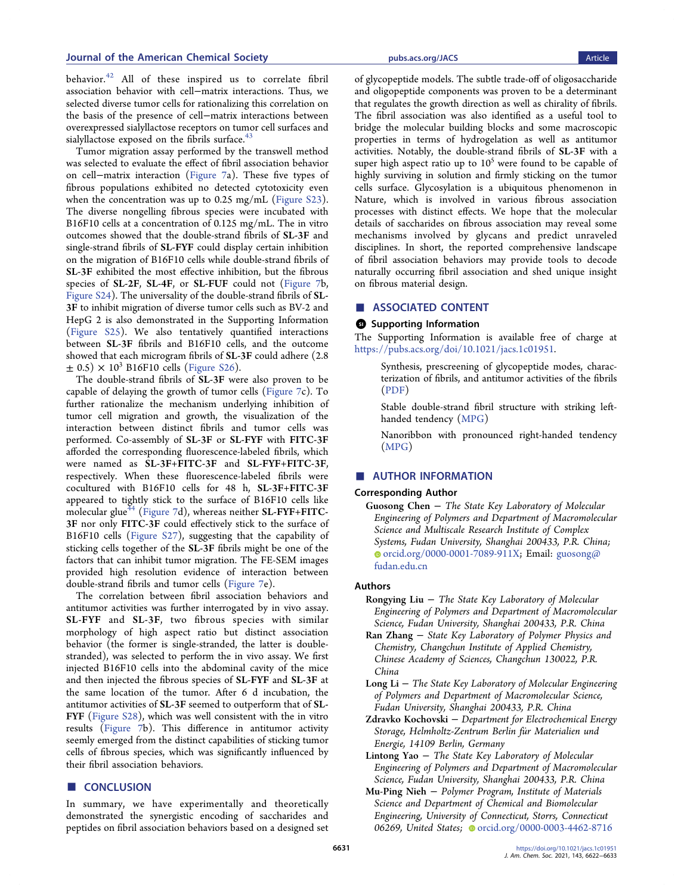behavior.[42] All of these inspired us to correlate fibril association behavior with cell−matrix interactions. Thus, we selected diverse tumor cells for rationalizing this correlation on the basis of the presence of cell−matrix interactions between overexpressed sialyllactose receptors on tumor cell surfaces and sialyllactose exposed on the fibrils surface.[43]

Tumor migration assay performed by the transwell method was selected to evaluate the effect of fibril association behavior on cell−matrix interaction (Figure 7a). These five types of fibrous populations exhibited no detected cytotoxicity even when the concentration was up to 0.25 mg/mL (Figure S23). The diverse nongelling fibrous species were incubated with B16F10 cells at a concentration of 0.125 mg/mL. The in vitro outcomes showed that the double-strand fibrils of **SL-3F** and single-strand fibrils of **SL-FYF** could display certain inhibition on the migration of B16F10 cells while double-strand fibrils of **SL-3F** exhibited the most effective inhibition, but the fibrous species of **SL-2F**, **SL-4F**, or **SL-FUF** could not (Figure 7b, Figure S24). The universality of the double-strand fibrils of **SL-3F** to inhibit migration of diverse tumor cells such as BV-2 and HepG 2 is also demonstrated in the Supporting Information (Figure S25). We also tentatively quantified interactions between **SL-3F** fibrils and B16F10 cells, and the outcome showed that each microgram fibrils of **SL-3F** could adhere $(2.8 \pm 0.5) \times 10^3$ B16F10 cells (Figure S26).

The double-strand fibrils of **SL-3F** were also proven to be capable of delaying the growth of tumor cells (Figure 7c). To further rationalize the mechanism underlying inhibition of tumor cell migration and growth, the visualization of the interaction between distinct fibrils and tumor cells was performed. Co-assembly of **SL-3F** or **SL-FYF** with **FITC-3F** afforded the corresponding fluorescence-labeled fibrils, which were named as **SL-3F+FITC-3F** and **SL-FYF+FITC-3F**, respectively. When these fluorescence-labeled fibrils were cocultured with B16F10 cells for 48 h, **SL-3F+FITC-3F** appeared to tightly stick to the surface of B16F10 cells like molecular glue[44] (Figure 7d), whereas neither **SL-FYF+FITC-3F** nor only **FITC-3F** could effectively stick to the surface of B16F10 cells (Figure S27), suggesting that the capability of sticking cells together of the **SL-3F** fibrils might be one of the factors that can inhibit tumor migration. The FE-SEM images provided high resolution evidence of interaction between double-strand fibrils and tumor cells (Figure 7e).

The correlation between fibril association behaviors and antitumor activities was further interrogated by in vivo assay. **SL-FYF** and **SL-3F**, two fibrous species with similar morphology of high aspect ratio but distinct association behavior (the former is single-stranded, the latter is double-stranded), was selected to perform the in vivo assay. We first injected B16F10 cells into the abdominal cavity of the mice and then injected the fibrous species of **SL-FYF** and **SL-3F** at the same location of the tumor. After 6 d incubation, the antitumor activities of **SL-3F** seemed to outperform that of **SL-FYF** (Figure S28), which was well consistent with the in vitro results (Figure 7b). This difference in antitumor activity seemly emerged from the distinct capabilities of sticking tumor cells of fibrous species, which was significantly influenced by their fibril association behaviors.

## ■ CONCLUSION

In summary, we have experimentally and theoretically demonstrated the synergistic encoding of saccharides and peptides on fibril association behaviors based on a designed set of glycopeptide models. The subtle trade-off of oligosaccharide and oligopeptide components was proven to be a determinant that regulates the growth direction as well as chirality of fibrils. The fibril association was also identified as a useful tool to bridge the molecular building blocks and some macroscopic properties in terms of hydrogelation as well as antitumor activities. Notably, the double-strand fibrils of **SL-3F** with a super high aspect ratio up to $10^5$ were found to be capable of highly surviving in solution and firmly sticking on the tumor cells surface. Glycosylation is a ubiquitous phenomenon in Nature, which is involved in various fibrous association processes with distinct effects. We hope that the molecular details of saccharides on fibrous association may reveal some mechanisms involved by glycans and predict unraveled disciplines. In short, the reported comprehensive landscape of fibril association behaviors may provide tools to decode naturally occurring fibril association and shed unique insight on fibrous material design.

## ■ ASSOCIATED CONTENT

### Supporting Information

The Supporting Information is available free of charge at https://pubs.acs.org/doi/10.1021/jacs.1c01951.

> Synthesis, prescreening of glycopeptide modes, characterization of fibrils, and antitumor activities of the fibrils (PDF)
>
> Stable double-strand fibril structure with striking left-handed tendency (MPG)
>
> Nanoribbon with pronounced right-handed tendency (MPG)

## ■ AUTHOR INFORMATION

### Corresponding Author

**Guosong Chen** − *The State Key Laboratory of Molecular Engineering of Polymers and Department of Macromolecular Science and Multiscale Research Institute of Complex Systems, Fudan University, Shanghai 200433, P.R. China;* orcid.org/0000-0001-7089-911X; Email: guosong@fudan.edu.cn

### Authors

**Rongying Liu** − *The State Key Laboratory of Molecular Engineering of Polymers and Department of Macromolecular Science, Fudan University, Shanghai 200433, P.R. China*

**Ran Zhang** − *State Key Laboratory of Polymer Physics and Chemistry, Changchun Institute of Applied Chemistry, Chinese Academy of Sciences, Changchun 130022, P.R. China*

**Long Li** − *The State Key Laboratory of Molecular Engineering of Polymers and Department of Macromolecular Science, Fudan University, Shanghai 200433, P.R. China*

**Zdravko Kochovski** − *Department for Electrochemical Energy Storage, Helmholtz-Zentrum Berlin für Materialien und Energie, 14109 Berlin, Germany*

**Lintong Yao** − *The State Key Laboratory of Molecular Engineering of Polymers and Department of Macromolecular Science, Fudan University, Shanghai 200433, P.R. China*

**Mu-Ping Nieh** − *Polymer Program, Institute of Materials Science and Department of Chemical and Biomolecular Engineering, University of Connecticut, Storrs, Connecticut 06269, United States;* orcid.org/0000-0003-4462-8716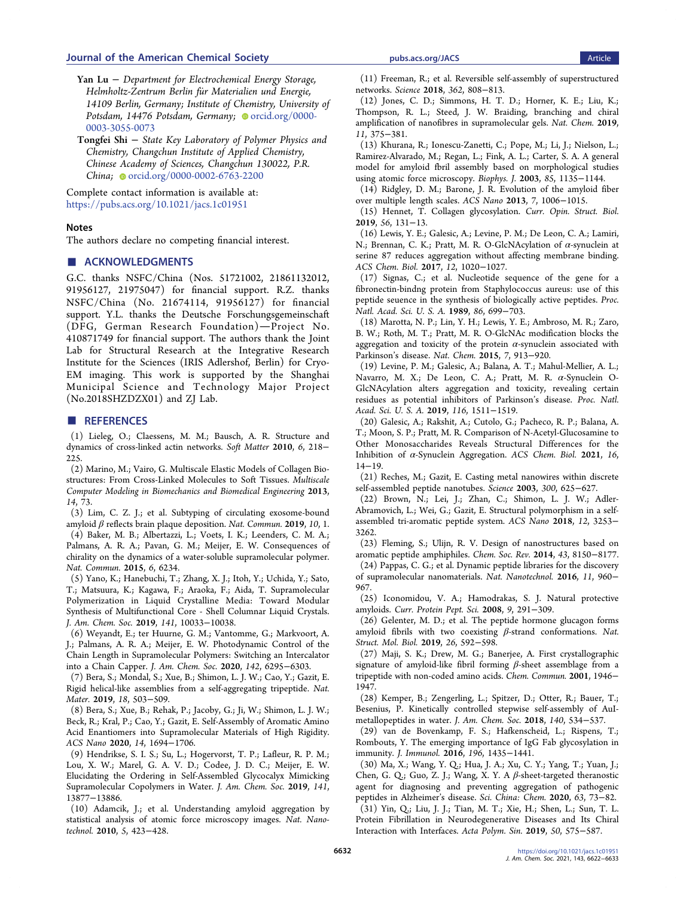**Yan Lu** − *Department for Electrochemical Energy Storage, Helmholtz-Zentrum Berlin für Materialien und Energie, 14109 Berlin, Germany; Institute of Chemistry, University of Potsdam, 14476 Potsdam, Germany;* orcid.org/0000-0003-3055-0073

**Tongfei Shi** − *State Key Laboratory of Polymer Physics and Chemistry, Changchun Institute of Applied Chemistry, Chinese Academy of Sciences, Changchun 130022, P.R. China;* orcid.org/0000-0002-6763-2200

Complete contact information is available at: https://pubs.acs.org/10.1021/jacs.1c01951

### Notes

The authors declare no competing financial interest.

## ■ ACKNOWLEDGMENTS

G.C. thanks NSFC/China (Nos. 51721002, 21861132012, 91956127, 21975047) for financial support. R.Z. thanks NSFC/China (No. 21674114, 91956127) for financial support. Y.L. thanks the Deutsche Forschungsgemeinschaft (DFG, German Research Foundation)—Project No. 410871749 for financial support. The authors thank the Joint Lab for Structural Research at the Integrative Research Institute for the Sciences (IRIS Adlershof, Berlin) for Cryo-EM imaging. This work is supported by the Shanghai Municipal Science and Technology Major Project (No.2018SHZDZX01) and ZJ Lab.

## ■ REFERENCES

(1) Lieleg, O.; Claessens, M. M.; Bausch, A. R. Structure and dynamics of cross-linked actin networks. *Soft Matter* **2010**, *6*, 218−225.

(2) Marino, M.; Vairo, G. Multiscale Elastic Models of Collagen Bio-structures: From Cross-Linked Molecules to Soft Tissues. *Multiscale Computer Modeling in Biomechanics and Biomedical Engineering* **2013**, *14*, 73.

(3) Lim, C. Z. J.; et al. Subtyping of circulating exosome-bound amyloid β reflects brain plaque deposition. *Nat. Commun.* **2019**, *10*, 1.

(4) Baker, M. B.; Albertazzi, L.; Voets, I. K.; Leenders, C. M. A.; Palmans, A. R. A.; Pavan, G. M.; Meijer, E. W. Consequences of chirality on the dynamics of a water-soluble supramolecular polymer. *Nat. Commun.* **2015**, *6*, 6234.

(5) Yano, K.; Hanebuchi, T.; Zhang, X. J.; Itoh, Y.; Uchida, Y.; Sato, T.; Matsuura, K.; Kagawa, F.; Araoka, F.; Aida, T. Supramolecular Polymerization in Liquid Crystalline Media: Toward Modular Synthesis of Multifunctional Core - Shell Columnar Liquid Crystals. *J. Am. Chem. Soc.* **2019**, *141*, 10033−10038.

(6) Weyandt, E.; ter Huurne, G. M.; Vantomme, G.; Markvoort, A. J.; Palmans, A. R. A.; Meijer, E. W. Photodynamic Control of the Chain Length in Supramolecular Polymers: Switching an Intercalator into a Chain Capper. *J. Am. Chem. Soc.* **2020**, *142*, 6295−6303.

(7) Bera, S.; Mondal, S.; Xue, B.; Shimon, L. J. W.; Cao, Y.; Gazit, E. Rigid helical-like assemblies from a self-aggregating tripeptide. *Nat. Mater.* **2019**, *18*, 503−509.

(8) Bera, S.; Xue, B.; Rehak, P.; Jacoby, G.; Ji, W.; Shimon, L. J. W.; Beck, R.; Kral, P.; Cao, Y.; Gazit, E. Self-Assembly of Aromatic Amino Acid Enantiomers into Supramolecular Materials of High Rigidity. *ACS Nano* **2020**, *14*, 1694−1706.

(9) Hendrikse, S. I. S.; Su, L.; Hogervorst, T. P.; Lafleur, R. P. M.; Lou, X. W.; Marel, G. A. V. D.; Codee, J. D. C.; Meijer, E. W. Elucidating the Ordering in Self-Assembled Glycocalyx Mimicking Supramolecular Copolymers in Water. *J. Am. Chem. Soc.* **2019**, *141*, 13877−13886.

(10) Adamcik, J.; et al. Understanding amyloid aggregation by statistical analysis of atomic force microscopy images. *Nat. Nanotechnol.* **2010**, *5*, 423−428.

(11) Freeman, R.; et al. Reversible self-assembly of superstructured networks. *Science* **2018**, *362*, 808−813.

(12) Jones, C. D.; Simmons, H. T. D.; Horner, K. E.; Liu, K.; Thompson, R. L.; Steed, J. W. Braiding, branching and chiral amplification of nanofibres in supramolecular gels. *Nat. Chem.* **2019**, *11*, 375−381.

(13) Khurana, R.; Ionescu-Zanetti, C.; Pope, M.; Li, J.; Nielson, L.; Ramirez-Alvarado, M.; Regan, L.; Fink, A. L.; Carter, S. A. A general model for amyloid fibril assembly based on morphological studies using atomic force microscopy. *Biophys. J.* **2003**, *85*, 1135−1144.

(14) Ridgley, D. M.; Barone, J. R. Evolution of the amyloid fiber over multiple length scales. *ACS Nano* **2013**, *7*, 1006−1015.

(15) Hennet, T. Collagen glycosylation. *Curr. Opin. Struct. Biol.* **2019**, *56*, 131−13.

(16) Lewis, Y. E.; Galesic, A.; Levine, P. M.; De Leon, C. A.; Lamiri, N.; Brennan, C. K.; Pratt, M. R. O-GlcNAcylation of α-synuclein at serine 87 reduces aggregation without affecting membrane binding. *ACS Chem. Biol.* **2017**, *12*, 1020−1027.

(17) Signas, C.; et al. Nucleotide sequence of the gene for a fibronectin-bindng protein from Staphylococcus aureus: use of this peptide seuence in the synthesis of biologically active peptides. *Proc. Natl. Acad. Sci. U. S. A.* **1989**, *86*, 699−703.

(18) Marotta, N. P.; Lin, Y. H.; Lewis, Y. E.; Ambroso, M. R.; Zaro, B. W.; Roth, M. T.; Pratt, M. R. O-GlcNAc modification blocks the aggregation and toxicity of the protein α-synuclein associated with Parkinson's disease. *Nat. Chem.* **2015**, *7*, 913−920.

(19) Levine, P. M.; Galesic, A.; Balana, A. T.; Mahul-Mellier, A. L.; Navarro, M. X.; De Leon, C. A.; Pratt, M. R. α-Synuclein O-GlcNAcylation alters aggregation and toxicity, revealing certain residues as potential inhibitors of Parkinson's disease. *Proc. Natl. Acad. Sci. U. S. A.* **2019**, *116*, 1511−1519.

(20) Galesic, A.; Rakshit, A.; Cutolo, G.; Pacheco, R. P.; Balana, A. T.; Moon, S. P.; Pratt, M. R. Comparison of N-Acetyl-Glucosamine to Other Monosaccharides Reveals Structural Differences for the Inhibition of α-Synuclein Aggregation. *ACS Chem. Biol.* **2021**, *16*, 14−19.

(21) Reches, M.; Gazit, E. Casting metal nanowires within discrete self-assembled peptide nanotubes. *Science* **2003**, *300*, 625−627.

(22) Brown, N.; Lei, J.; Zhan, C.; Shimon, L. J. W.; Adler-Abramovich, L.; Wei, G.; Gazit, E. Structural polymorphism in a self-assembled tri-aromatic peptide system. *ACS Nano* **2018**, *12*, 3253−3262.

(23) Fleming, S.; Ulijn, R. V. Design of nanostructures based on aromatic peptide amphiphiles. *Chem. Soc. Rev.* **2014**, *43*, 8150−8177.

(24) Pappas, C. G.; et al. Dynamic peptide libraries for the discovery of supramolecular nanomaterials. *Nat. Nanotechnol.* **2016**, *11*, 960−967.

(25) Iconomidou, V. A.; Hamodrakas, S. J. Natural protective amyloids. *Curr. Protein Pept. Sci.* **2008**, *9*, 291−309.

(26) Gelenter, M. D.; et al. The peptide hormone glucagon forms amyloid fibrils with two coexisting β-strand conformations. *Nat. Struct. Mol. Biol.* **2019**, *26*, 592−598.

(27) Maji, S. K.; Drew, M. G.; Banerjee, A. First crystallographic signature of amyloid-like fibril forming β-sheet assemblage from a tripeptide with non-coded amino acids. *Chem. Commun.* **2001**, 1946−1947.

(28) Kemper, B.; Zengerling, L.; Spitzer, D.; Otter, R.; Bauer, T.; Besenius, P. Kinetically controlled stepwise self-assembly of AuI-metallopeptides in water. *J. Am. Chem. Soc.* **2018**, *140*, 534−537.

(29) van de Bovenkamp, F. S.; Hafkenscheid, L.; Rispens, T.; Rombouts, Y. The emerging importance of IgG Fab glycosylation in immunity. *J. Immunol.* **2016**, *196*, 1435−1441.

(30) Ma, X.; Wang, Y. Q.; Hua, J. A.; Xu, C. Y.; Yang, T.; Yuan, J.; Chen, G. Q.; Guo, Z. J.; Wang, X. Y. A β-sheet-targeted theranostic agent for diagnosing and preventing aggregation of pathogenic peptides in Alzheimer's disease. *Sci. China: Chem.* **2020**, *63*, 73−82.

(31) Yin, Q.; Liu, J. J.; Tian, M. T.; Xie, H.; Shen, L.; Sun, T. L. Protein Fibrillation in Neurodegenerative Diseases and Its Chiral Interaction with Interfaces. *Acta Polym. Sin.* **2019**, *50*, 575−587.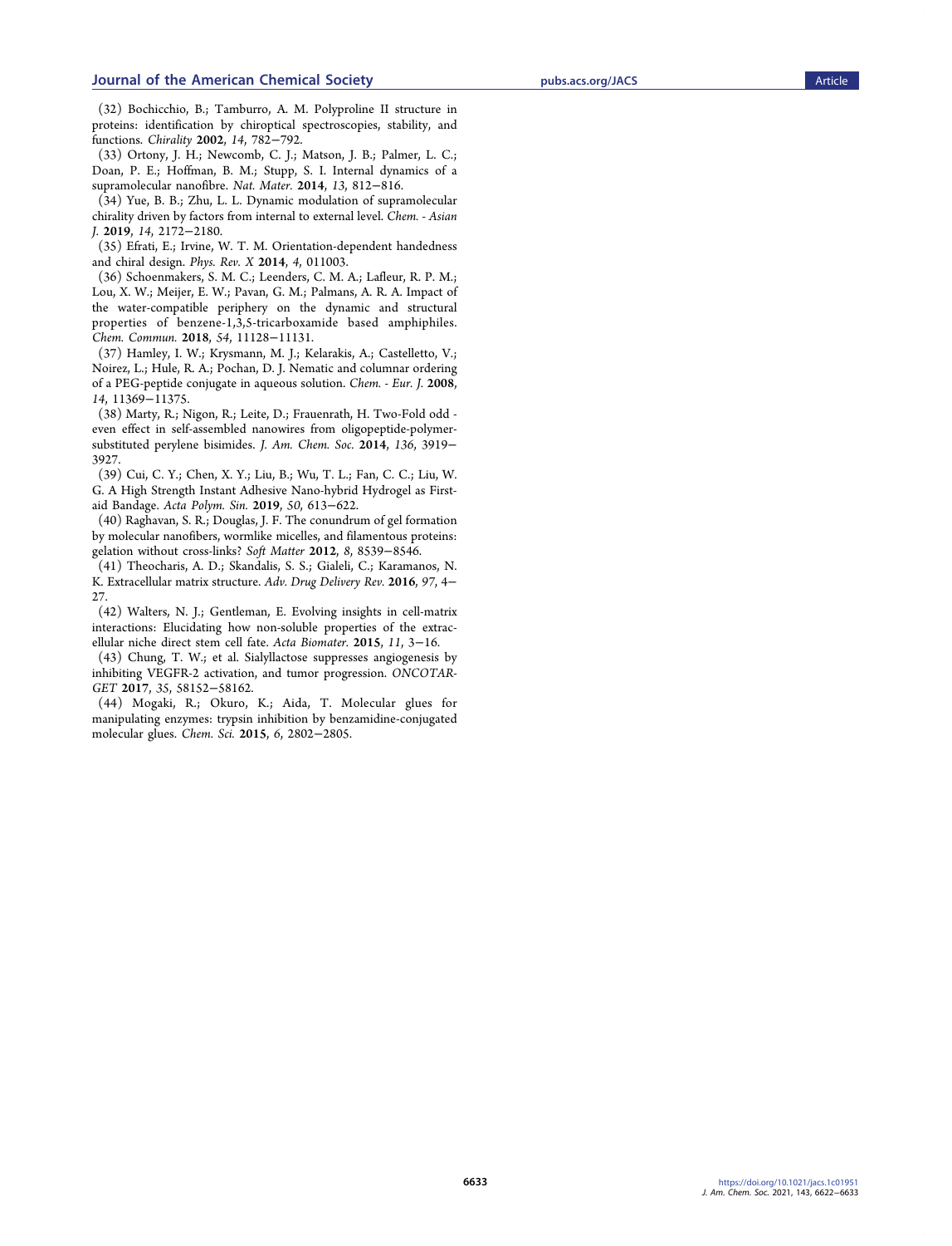(32) Bochicchio, B.; Tamburro, A. M. Polyproline II structure in proteins: identification by chiroptical spectroscopies, stability, and functions. *Chirality* **2002**, *14*, 782−792.

(33) Ortony, J. H.; Newcomb, C. J.; Matson, J. B.; Palmer, L. C.; Doan, P. E.; Hoffman, B. M.; Stupp, S. I. Internal dynamics of a supramolecular nanofibre. *Nat. Mater.* **2014**, *13*, 812−816.

(34) Yue, B. B.; Zhu, L. L. Dynamic modulation of supramolecular chirality driven by factors from internal to external level. *Chem. - Asian J.* **2019**, *14*, 2172−2180.

(35) Efrati, E.; Irvine, W. T. M. Orientation-dependent handedness and chiral design. *Phys. Rev. X* **2014**, *4*, 011003.

(36) Schoenmakers, S. M. C.; Leenders, C. M. A.; Lafleur, R. P. M.; Lou, X. W.; Meijer, E. W.; Pavan, G. M.; Palmans, A. R. A. Impact of the water-compatible periphery on the dynamic and structural properties of benzene-1,3,5-tricarboxamide based amphiphiles. *Chem. Commun.* **2018**, *54*, 11128−11131.

(37) Hamley, I. W.; Krysmann, M. J.; Kelarakis, A.; Castelletto, V.; Noirez, L.; Hule, R. A.; Pochan, D. J. Nematic and columnar ordering of a PEG-peptide conjugate in aqueous solution. *Chem. - Eur. J.* **2008**, *14*, 11369−11375.

(38) Marty, R.; Nigon, R.; Leite, D.; Frauenrath, H. Two-Fold odd - even effect in self-assembled nanowires from oligopeptide-polymer-substituted perylene bisimides. *J. Am. Chem. Soc.* **2014**, *136*, 3919−3927.

(39) Cui, C. Y.; Chen, X. Y.; Liu, B.; Wu, T. L.; Fan, C. C.; Liu, W. G. A High Strength Instant Adhesive Nano-hybrid Hydrogel as First-aid Bandage. *Acta Polym. Sin.* **2019**, *50*, 613−622.

(40) Raghavan, S. R.; Douglas, J. F. The conundrum of gel formation by molecular nanofibers, wormlike micelles, and filamentous proteins: gelation without cross-links? *Soft Matter* **2012**, *8*, 8539−8546.

(41) Theocharis, A. D.; Skandalis, S. S.; Gialeli, C.; Karamanos, N. K. Extracellular matrix structure. *Adv. Drug Delivery Rev.* **2016**, *97*, 4−27.

(42) Walters, N. J.; Gentleman, E. Evolving insights in cell-matrix interactions: Elucidating how non-soluble properties of the extracellular niche direct stem cell fate. *Acta Biomater.* **2015**, *11*, 3−16.

(43) Chung, T. W.; et al. Sialyllactose suppresses angiogenesis by inhibiting VEGFR-2 activation, and tumor progression. *ONCOTARGET* **2017**, *35*, 58152−58162.

(44) Mogaki, R.; Okuro, K.; Aida, T. Molecular glues for manipulating enzymes: trypsin inhibition by benzamidine-conjugated molecular glues. *Chem. Sci.* **2015**, *6*, 2802−2805.